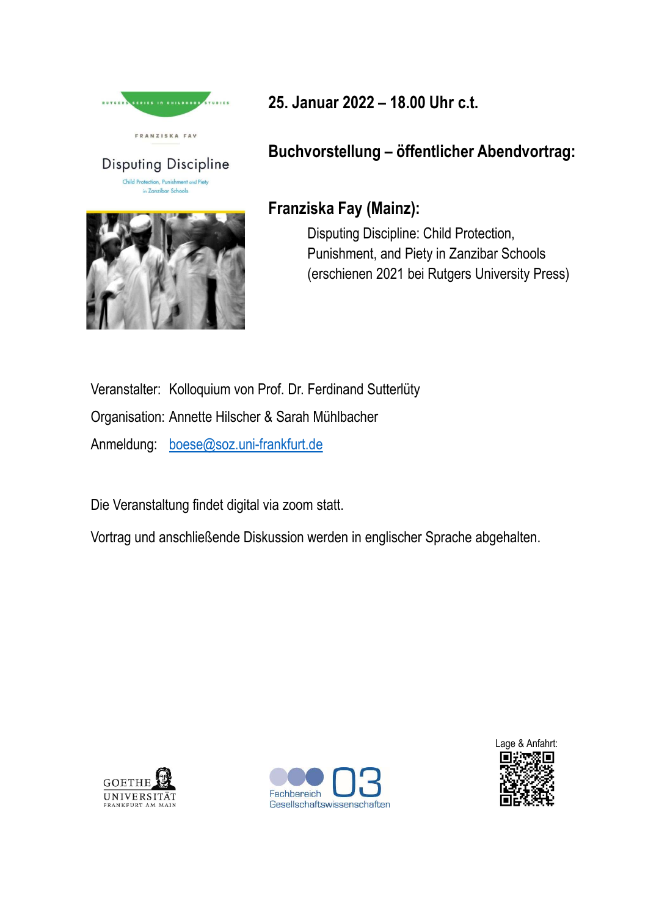**25. Januar 2022 – 18.00 Uhr c.t.**

**Buchvorstellung – öffentlicher Abendvortrag:**

**Franziska Fay (Mainz):**

Disputing Discipline: Child Protection, Punishment, and Piety in Zanzibar Schools (erschienen 2021 bei Rutgers University Press)

Veranstalter: Kolloquium von Prof. Dr. Ferdinand Sutterlüty

Organisation: Annette Hilscher & Sarah Mühlbacher

Anmeldung: boese@soz.uni-frankfurt.de

Die Veranstaltung findet digital via zoom statt.

Vortrag und anschließende Diskussion werden in englischer Sprache abgehalten.

Goethe Universität Frankfurt am Main

Fachbereich 03 Gesellschaftswissenschaften

Lage & Anfahrt: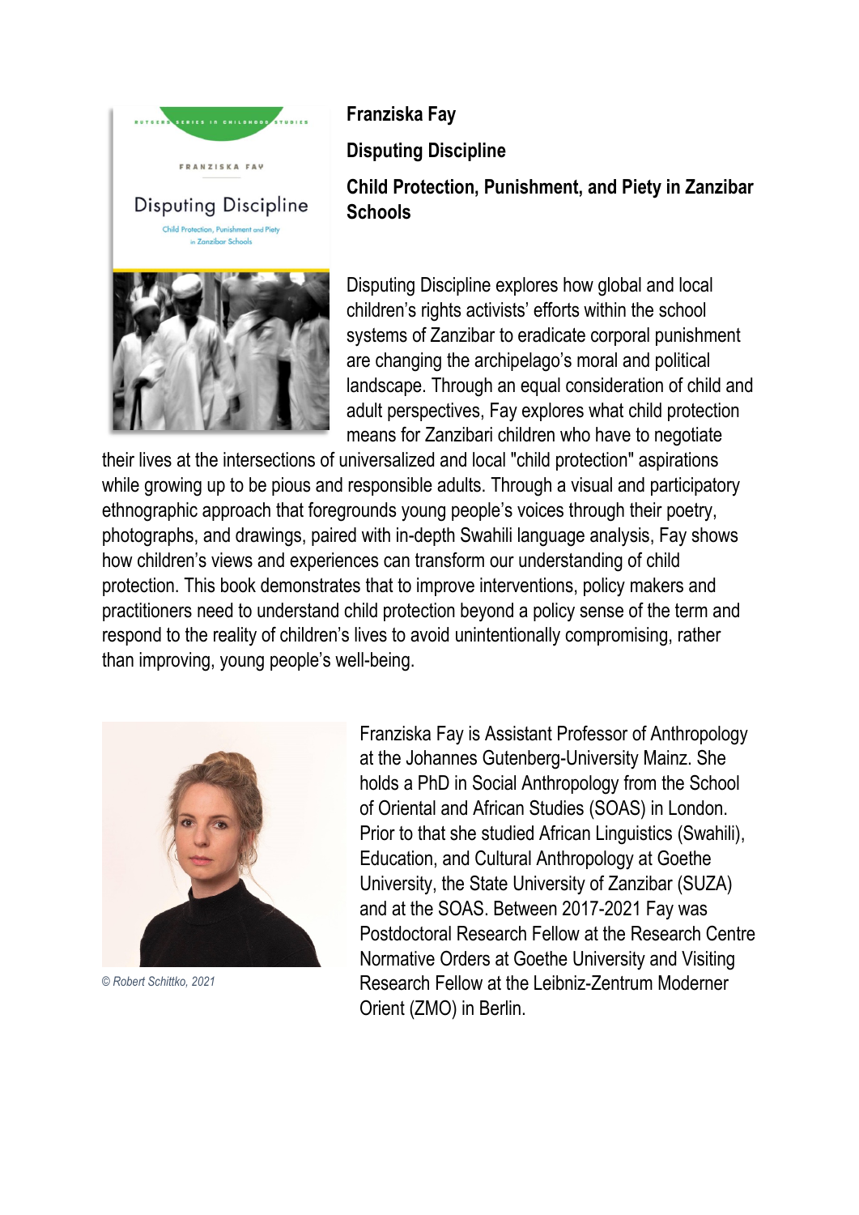**Franziska Fay**

**Disputing Discipline**

**Child Protection, Punishment, and Piety in Zanzibar Schools**

Disputing Discipline explores how global and local children's rights activists' efforts within the school systems of Zanzibar to eradicate corporal punishment are changing the archipelago's moral and political landscape. Through an equal consideration of child and adult perspectives, Fay explores what child protection means for Zanzibari children who have to negotiate their lives at the intersections of universalized and local "child protection" aspirations while growing up to be pious and responsible adults. Through a visual and participatory ethnographic approach that foregrounds young people's voices through their poetry, photographs, and drawings, paired with in-depth Swahili language analysis, Fay shows how children's views and experiences can transform our understanding of child protection. This book demonstrates that to improve interventions, policy makers and practitioners need to understand child protection beyond a policy sense of the term and respond to the reality of children's lives to avoid unintentionally compromising, rather than improving, young people's well-being.

*© Robert Schittko, 2021*

Franziska Fay is Assistant Professor of Anthropology at the Johannes Gutenberg-University Mainz. She holds a PhD in Social Anthropology from the School of Oriental and African Studies (SOAS) in London. Prior to that she studied African Linguistics (Swahili), Education, and Cultural Anthropology at Goethe University, the State University of Zanzibar (SUZA) and at the SOAS. Between 2017-2021 Fay was Postdoctoral Research Fellow at the Research Centre Normative Orders at Goethe University and Visiting Research Fellow at the Leibniz-Zentrum Moderner Orient (ZMO) in Berlin.